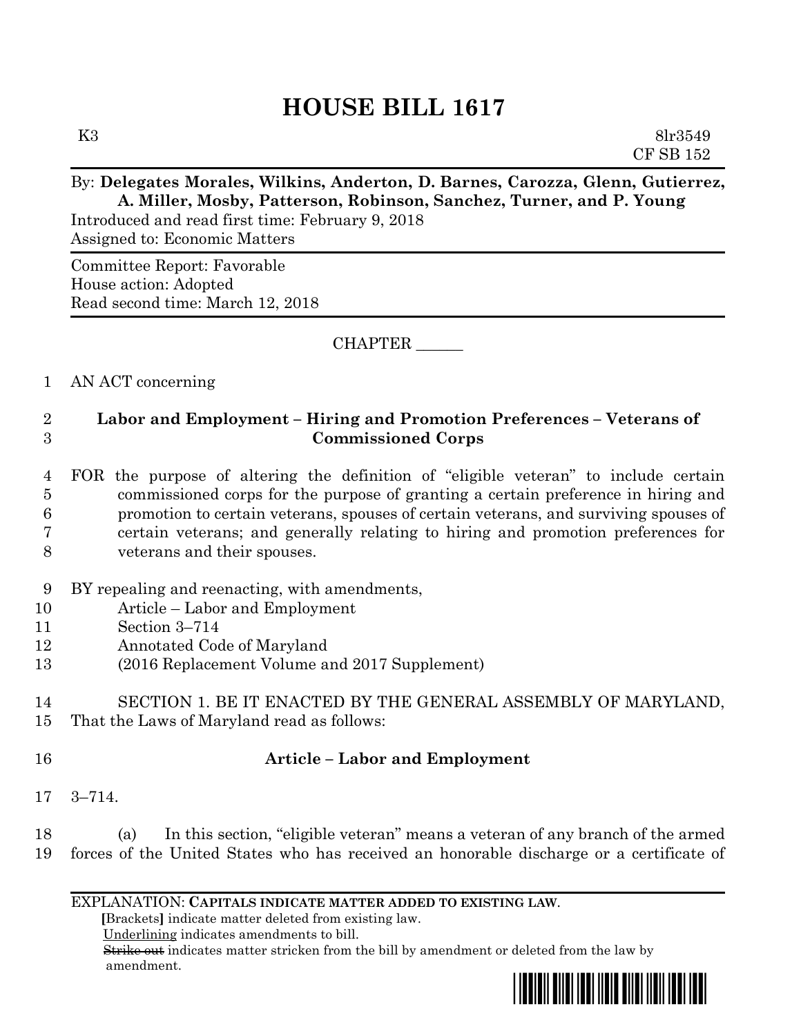# HOUSE BILL 1617

K3 8lr3549
CF SB 152

By: **Delegates Morales, Wilkins, Anderton, D. Barnes, Carozza, Glenn, Gutierrez, A. Miller, Mosby, Patterson, Robinson, Sanchez, Turner, and P. Young**

Introduced and read first time: February 9, 2018
Assigned to: Economic Matters

Committee Report: Favorable
House action: Adopted
Read second time: March 12, 2018

CHAPTER ______

1 AN ACT concerning

2 **Labor and Employment – Hiring and Promotion Preferences – Veterans of**
3 **Commissioned Corps**

4 FOR the purpose of altering the definition of "eligible veteran" to include certain
5 commissioned corps for the purpose of granting a certain preference in hiring and
6 promotion to certain veterans, spouses of certain veterans, and surviving spouses of
7 certain veterans; and generally relating to hiring and promotion preferences for
8 veterans and their spouses.

9 BY repealing and reenacting, with amendments,
10 Article – Labor and Employment
11 Section 3–714
12 Annotated Code of Maryland
13 (2016 Replacement Volume and 2017 Supplement)

14 SECTION 1. BE IT ENACTED BY THE GENERAL ASSEMBLY OF MARYLAND,
15 That the Laws of Maryland read as follows:

16 **Article – Labor and Employment**

17 3–714.

18 (a) In this section, "eligible veteran" means a veteran of any branch of the armed
19 forces of the United States who has received an honorable discharge or a certificate of

EXPLANATION: **CAPITALS INDICATE MATTER ADDED TO EXISTING LAW.**
**[**Brackets**]** indicate matter deleted from existing law.
Underlining indicates amendments to bill.
~~Strike out~~ indicates matter stricken from the bill by amendment or deleted from the law by amendment.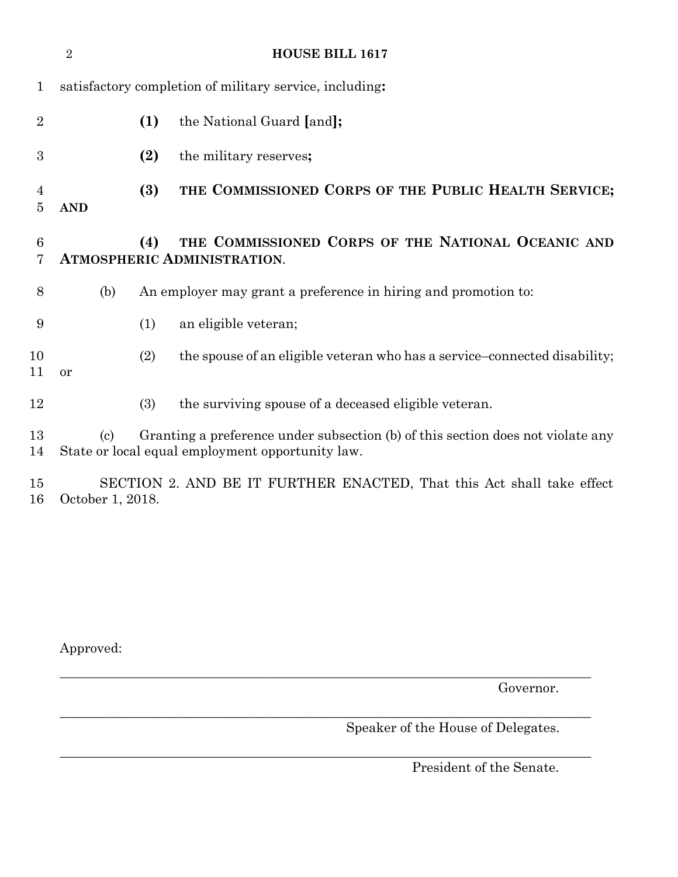satisfactory completion of military service, including**:**

**(1)** the National Guard **[**and**];**

**(2)** the military reserves**;**

**(3) THE COMMISSIONED CORPS OF THE PUBLIC HEALTH SERVICE; AND**

**(4) THE COMMISSIONED CORPS OF THE NATIONAL OCEANIC AND ATMOSPHERIC ADMINISTRATION**.

(b) An employer may grant a preference in hiring and promotion to:

(1) an eligible veteran;

(2) the spouse of an eligible veteran who has a service–connected disability; or

(3) the surviving spouse of a deceased eligible veteran.

(c) Granting a preference under subsection (b) of this section does not violate any State or local equal employment opportunity law.

SECTION 2. AND BE IT FURTHER ENACTED, That this Act shall take effect October 1, 2018.

Approved:

\_\_\_\_\_\_\_\_\_\_\_\_\_\_\_\_\_\_\_\_\_\_\_\_\_\_\_\_\_\_\_\_\_\_\_\_\_\_\_\_\_\_\_\_\_\_\_\_\_\_\_\_

Governor.

\_\_\_\_\_\_\_\_\_\_\_\_\_\_\_\_\_\_\_\_\_\_\_\_\_\_\_\_\_\_\_\_\_\_\_\_\_\_\_\_\_\_\_\_\_\_\_\_\_\_\_\_

Speaker of the House of Delegates.

\_\_\_\_\_\_\_\_\_\_\_\_\_\_\_\_\_\_\_\_\_\_\_\_\_\_\_\_\_\_\_\_\_\_\_\_\_\_\_\_\_\_\_\_\_\_\_\_\_\_\_\_

President of the Senate.